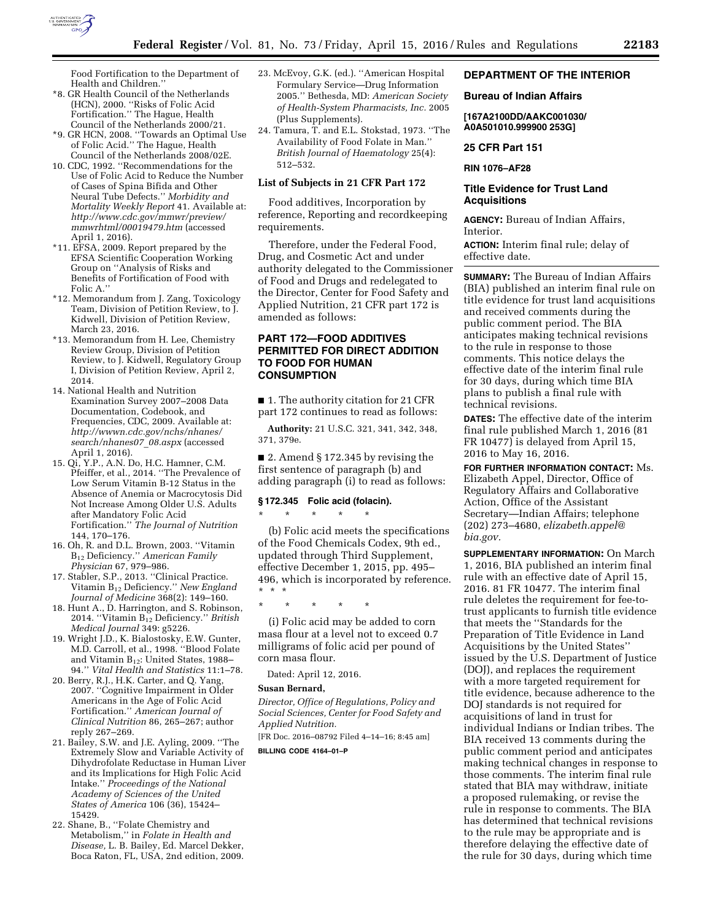Food Fortification to the Department of Health and Children.''

*8. GR Health Council of the Netherlands (HCN), 2000. ''Risks of Folic Acid Fortification.'' The Hague, Health Council of the Netherlands 2000/21.

*9. GR HCN, 2008. ''Towards an Optimal Use of Folic Acid.'' The Hague, Health Council of the Netherlands 2008/02E.

10. CDC, 1992. ''Recommendations for the Use of Folic Acid to Reduce the Number of Cases of Spina Bifida and Other Neural Tube Defects.'' *Morbidity and Mortality Weekly Report* 41. Available at: *http://www.cdc.gov/mmwr/preview/mmwrhtml/00019479.htm* (accessed April 1, 2016).

*11. EFSA, 2009. Report prepared by the EFSA Scientific Cooperation Working Group on ''Analysis of Risks and Benefits of Fortification of Food with Folic A.''

*12. Memorandum from J. Zang, Toxicology Team, Division of Petition Review, to J. Kidwell, Division of Petition Review, March 23, 2016.

*13. Memorandum from H. Lee, Chemistry Review Group, Division of Petition Review, to J. Kidwell, Regulatory Group I, Division of Petition Review, April 2, 2014.

14. National Health and Nutrition Examination Survey 2007–2008 Data Documentation, Codebook, and Frequencies, CDC, 2009. Available at: *http://wwwn.cdc.gov/nchs/nhanes/search/nhanes07_08.aspx* (accessed April 1, 2016).

15. Qi, Y.P., A.N. Do, H.C. Hamner, C.M. Pfeiffer, et al., 2014. ''The Prevalence of Low Serum Vitamin B-12 Status in the Absence of Anemia or Macrocytosis Did Not Increase Among Older U.S. Adults after Mandatory Folic Acid Fortification.'' *The Journal of Nutrition* 144, 170–176.

16. Oh, R. and D.L. Brown, 2003. ''Vitamin $B_{12}$ Deficiency.'' *American Family Physician* 67, 979–986.

17. Stabler, S.P., 2013. ''Clinical Practice. Vitamin $B_{12}$ Deficiency.'' *New England Journal of Medicine* 368(2): 149–160.

18. Hunt A., D. Harrington, and S. Robinson, 2014. ''Vitamin $B_{12}$ Deficiency.'' *British Medical Journal* 349: g5226.

19. Wright J.D., K. Bialostosky, E.W. Gunter, M.D. Carroll, et al., 1998. ''Blood Folate and Vitamin $B_{12}$: United States, 1988–94.'' *Vital Health and Statistics* 11:1–78.

20. Berry, R.J., H.K. Carter, and Q. Yang, 2007. ''Cognitive Impairment in Older Americans in the Age of Folic Acid Fortification.'' *American Journal of Clinical Nutrition* 86, 265–267; author reply 267–269.

21. Bailey, S.W. and J.E. Ayling, 2009. ''The Extremely Slow and Variable Activity of Dihydrofolate Reductase in Human Liver and its Implications for High Folic Acid Intake.'' *Proceedings of the National Academy of Sciences of the United States of America* 106 (36), 15424–15429.

22. Shane, B., ''Folate Chemistry and Metabolism,'' in *Folate in Health and Disease,* L. B. Bailey, Ed. Marcel Dekker, Boca Raton, FL, USA, 2nd edition, 2009.

23. McEvoy, G.K. (ed.). ''American Hospital Formulary Service—Drug Information 2005.'' Bethesda, MD: *American Society of Health-System Pharmacists, Inc.* 2005 (Plus Supplements).

24. Tamura, T. and E.L. Stokstad, 1973. ''The Availability of Food Folate in Man.'' *British Journal of Haematology* 25(4): 512–532.

**List of Subjects in 21 CFR Part 172**

Food additives, Incorporation by reference, Reporting and recordkeeping requirements.

Therefore, under the Federal Food, Drug, and Cosmetic Act and under authority delegated to the Commissioner of Food and Drugs and redelegated to the Director, Center for Food Safety and Applied Nutrition, 21 CFR part 172 is amended as follows:

## PART 172—FOOD ADDITIVES PERMITTED FOR DIRECT ADDITION TO FOOD FOR HUMAN CONSUMPTION

■ 1. The authority citation for 21 CFR part 172 continues to read as follows:

**Authority:** 21 U.S.C. 321, 341, 342, 348, 371, 379e.

■ 2. Amend § 172.345 by revising the first sentence of paragraph (b) and adding paragraph (i) to read as follows:

**§ 172.345 Folic acid (folacin).**

\* \* \* \* \*

(b) Folic acid meets the specifications of the Food Chemicals Codex, 9th ed., updated through Third Supplement, effective December 1, 2015, pp. 495–496, which is incorporated by reference. \* \* \*

\* \* \* \* \*

(i) Folic acid may be added to corn masa flour at a level not to exceed 0.7 milligrams of folic acid per pound of corn masa flour.

Dated: April 12, 2016.

**Susan Bernard,**

*Director, Office of Regulations, Policy and Social Sciences, Center for Food Safety and Applied Nutrition.*

[FR Doc. 2016–08792 Filed 4–14–16; 8:45 am]

**BILLING CODE 4164–01–P**

## DEPARTMENT OF THE INTERIOR

### Bureau of Indian Affairs

**[167A2100DD/AAKC001030/A0A501010.999900 253G]**

**25 CFR Part 151**

**RIN 1076–AF28**

### Title Evidence for Trust Land Acquisitions

**AGENCY:** Bureau of Indian Affairs, Interior.

**ACTION:** Interim final rule; delay of effective date.

**SUMMARY:** The Bureau of Indian Affairs (BIA) published an interim final rule on title evidence for trust land acquisitions and received comments during the public comment period. The BIA anticipates making technical revisions to the rule in response to those comments. This notice delays the effective date of the interim final rule for 30 days, during which time BIA plans to publish a final rule with technical revisions.

**DATES:** The effective date of the interim final rule published March 1, 2016 (81 FR 10477) is delayed from April 15, 2016 to May 16, 2016.

**FOR FURTHER INFORMATION CONTACT:** Ms. Elizabeth Appel, Director, Office of Regulatory Affairs and Collaborative Action, Office of the Assistant Secretary—Indian Affairs; telephone (202) 273–4680, *elizabeth.appel@bia.gov.*

**SUPPLEMENTARY INFORMATION:** On March 1, 2016, BIA published an interim final rule with an effective date of April 15, 2016. 81 FR 10477. The interim final rule deletes the requirement for fee-to-trust applicants to furnish title evidence that meets the ''Standards for the Preparation of Title Evidence in Land Acquisitions by the United States'' issued by the U.S. Department of Justice (DOJ), and replaces the requirement with a more targeted requirement for title evidence, because adherence to the DOJ standards is not required for acquisitions of land in trust for individual Indians or Indian tribes. The BIA received 13 comments during the public comment period and anticipates making technical changes in response to those comments. The interim final rule stated that BIA may withdraw, initiate a proposed rulemaking, or revise the rule in response to comments. The BIA has determined that technical revisions to the rule may be appropriate and is therefore delaying the effective date of the rule for 30 days, during which time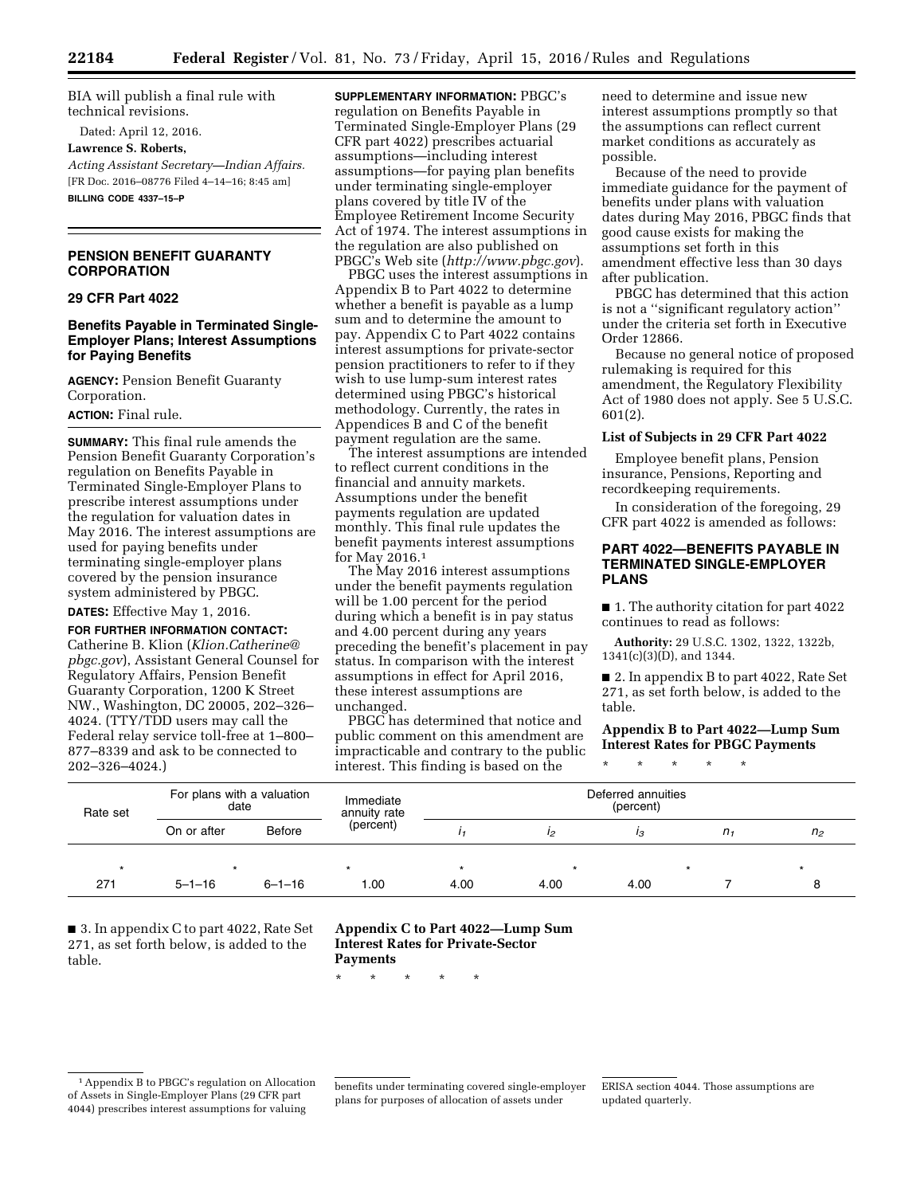BIA will publish a final rule with technical revisions.

Dated: April 12, 2016.

**Lawrence S. Roberts,**

*Acting Assistant Secretary—Indian Affairs.*

[FR Doc. 2016–08776 Filed 4–14–16; 8:45 am]

**BILLING CODE 4337–15–P**

## PENSION BENEFIT GUARANTY CORPORATION

### 29 CFR Part 4022

### Benefits Payable in Terminated Single-Employer Plans; Interest Assumptions for Paying Benefits

**AGENCY:** Pension Benefit Guaranty Corporation.

**ACTION:** Final rule.

**SUMMARY:** This final rule amends the Pension Benefit Guaranty Corporation's regulation on Benefits Payable in Terminated Single-Employer Plans to prescribe interest assumptions under the regulation for valuation dates in May 2016. The interest assumptions are used for paying benefits under terminating single-employer plans covered by the pension insurance system administered by PBGC.

**DATES:** Effective May 1, 2016.

**FOR FURTHER INFORMATION CONTACT:** Catherine B. Klion (*Klion.Catherine@pbgc.gov*), Assistant General Counsel for Regulatory Affairs, Pension Benefit Guaranty Corporation, 1200 K Street NW., Washington, DC 20005, 202–326–4024. (TTY/TDD users may call the Federal relay service toll-free at 1–800–877–8339 and ask to be connected to 202–326–4024.)

**SUPPLEMENTARY INFORMATION:** PBGC's regulation on Benefits Payable in Terminated Single-Employer Plans (29 CFR part 4022) prescribes actuarial assumptions—including interest assumptions—for paying plan benefits under terminating single-employer plans covered by title IV of the Employee Retirement Income Security Act of 1974. The interest assumptions in the regulation are also published on PBGC's Web site (*http://www.pbgc.gov*).

PBGC uses the interest assumptions in Appendix B to Part 4022 to determine whether a benefit is payable as a lump sum and to determine the amount to pay. Appendix C to Part 4022 contains interest assumptions for private-sector pension practitioners to refer to if they wish to use lump-sum interest rates determined using PBGC's historical methodology. Currently, the rates in Appendices B and C of the benefit payment regulation are the same.

The interest assumptions are intended to reflect current conditions in the financial and annuity markets. Assumptions under the benefit payments regulation are updated monthly. This final rule updates the benefit payments interest assumptions for May 2016.[1]

The May 2016 interest assumptions under the benefit payments regulation will be 1.00 percent for the period during which a benefit is in pay status and 4.00 percent during any years preceding the benefit's placement in pay status. In comparison with the interest assumptions in effect for April 2016, these interest assumptions are unchanged.

PBGC has determined that notice and public comment on this amendment are impracticable and contrary to the public interest. This finding is based on the need to determine and issue new interest assumptions promptly so that the assumptions can reflect current market conditions as accurately as possible.

Because of the need to provide immediate guidance for the payment of benefits under plans with valuation dates during May 2016, PBGC finds that good cause exists for making the assumptions set forth in this amendment effective less than 30 days after publication.

PBGC has determined that this action is not a ''significant regulatory action'' under the criteria set forth in Executive Order 12866.

Because no general notice of proposed rulemaking is required for this amendment, the Regulatory Flexibility Act of 1980 does not apply. See 5 U.S.C. 601(2).

#### List of Subjects in 29 CFR Part 4022

Employee benefit plans, Pension insurance, Pensions, Reporting and recordkeeping requirements.

In consideration of the foregoing, 29 CFR part 4022 is amended as follows:

#### PART 4022—BENEFITS PAYABLE IN TERMINATED SINGLE-EMPLOYER PLANS

■ 1. The authority citation for part 4022 continues to read as follows:

**Authority:** 29 U.S.C. 1302, 1322, 1322b, 1341(c)(3)(D), and 1344.

■ 2. In appendix B to part 4022, Rate Set 271, as set forth below, is added to the table.

#### Appendix B to Part 4022—Lump Sum Interest Rates for PBGC Payments

\* \* \* \* \*

| Rate set | For plans with a valuation date | | Immediate annuity rate (percent) | Deferred annuities (percent) | | | | |
|---|---|---|---|---|---|---|---|---|
| | On or after | Before | | $i_1$ | $i_2$ | $i_3$ | $n_1$ | $n_2$ |
| * | * | | * | * | * | * | | * |
| 271 | 5–1–16 | 6–1–16 | 1.00 | 4.00 | 4.00 | 4.00 | 7 | 8 |

■ 3. In appendix C to part 4022, Rate Set 271, as set forth below, is added to the table.

#### Appendix C to Part 4022—Lump Sum Interest Rates for Private-Sector Payments

\* \* \* \* \*

[1] Appendix B to PBGC's regulation on Allocation of Assets in Single-Employer Plans (29 CFR part 4044) prescribes interest assumptions for valuing benefits under terminating covered single-employer plans for purposes of allocation of assets under ERISA section 4044. Those assumptions are updated quarterly.